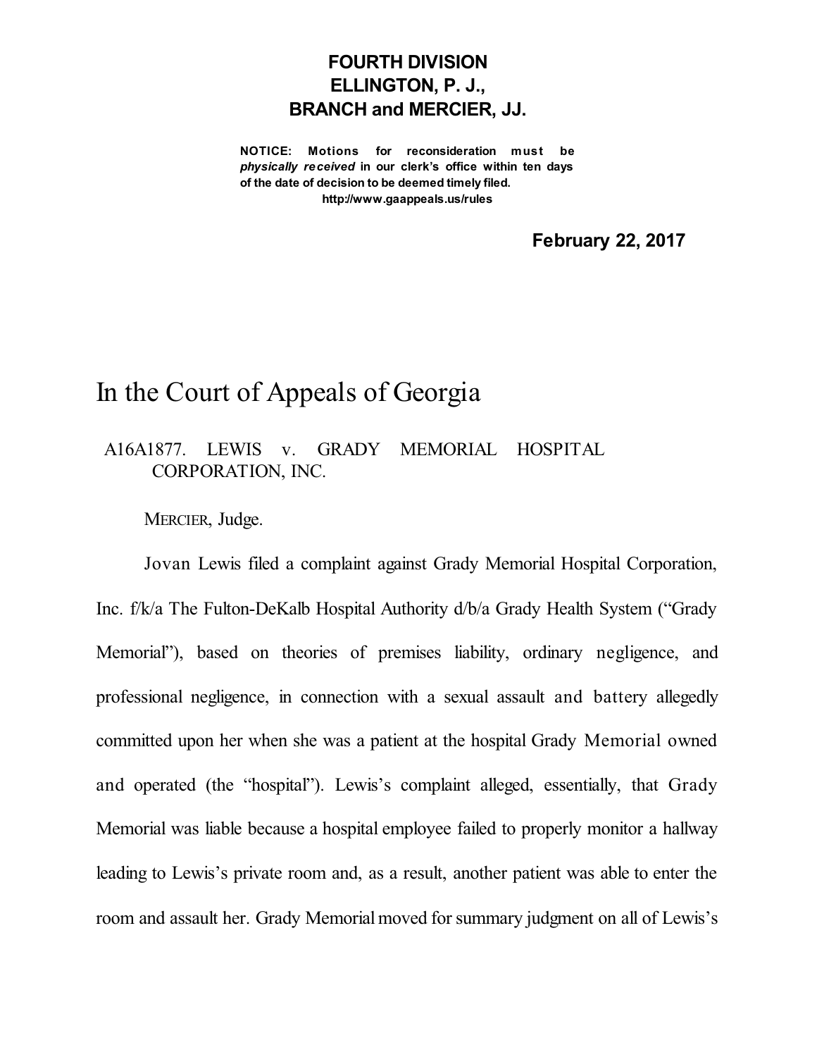**FOURTH DIVISION**
**ELLINGTON, P. J.,**
**BRANCH and MERCIER, JJ.**

**NOTICE: Motions for reconsideration must be *physically received* in our clerk's office within ten days of the date of decision to be deemed timely filed.**
**http://www.gaappeals.us/rules**

**February 22, 2017**

# In the Court of Appeals of Georgia

A16A1877. LEWIS v. GRADY MEMORIAL HOSPITAL CORPORATION, INC.

MERCIER, Judge.

Jovan Lewis filed a complaint against Grady Memorial Hospital Corporation, Inc. f/k/a The Fulton-DeKalb Hospital Authority d/b/a Grady Health System ("Grady Memorial"), based on theories of premises liability, ordinary negligence, and professional negligence, in connection with a sexual assault and battery allegedly committed upon her when she was a patient at the hospital Grady Memorial owned and operated (the "hospital"). Lewis's complaint alleged, essentially, that Grady Memorial was liable because a hospital employee failed to properly monitor a hallway leading to Lewis's private room and, as a result, another patient was able to enter the room and assault her. Grady Memorial moved for summary judgment on all of Lewis's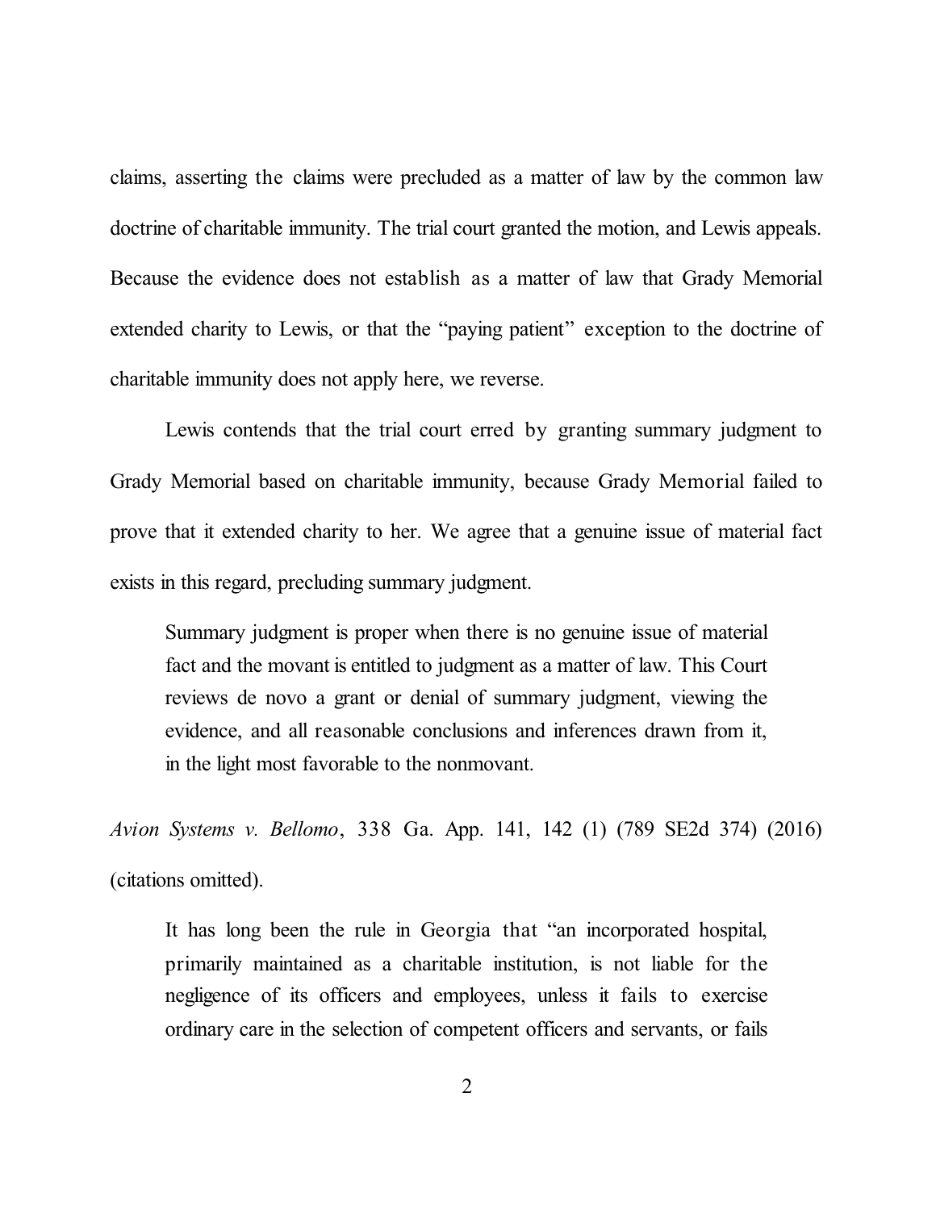claims, asserting the claims were precluded as a matter of law by the common law doctrine of charitable immunity. The trial court granted the motion, and Lewis appeals. Because the evidence does not establish as a matter of law that Grady Memorial extended charity to Lewis, or that the "paying patient" exception to the doctrine of charitable immunity does not apply here, we reverse.

Lewis contends that the trial court erred by granting summary judgment to Grady Memorial based on charitable immunity, because Grady Memorial failed to prove that it extended charity to her. We agree that a genuine issue of material fact exists in this regard, precluding summary judgment.

> Summary judgment is proper when there is no genuine issue of material fact and the movant is entitled to judgment as a matter of law. This Court reviews de novo a grant or denial of summary judgment, viewing the evidence, and all reasonable conclusions and inferences drawn from it, in the light most favorable to the nonmovant.

*Avion Systems v. Bellomo*, 338 Ga. App. 141, 142 (1) (789 SE2d 374) (2016) (citations omitted).

> It has long been the rule in Georgia that "an incorporated hospital, primarily maintained as a charitable institution, is not liable for the negligence of its officers and employees, unless it fails to exercise ordinary care in the selection of competent officers and servants, or fails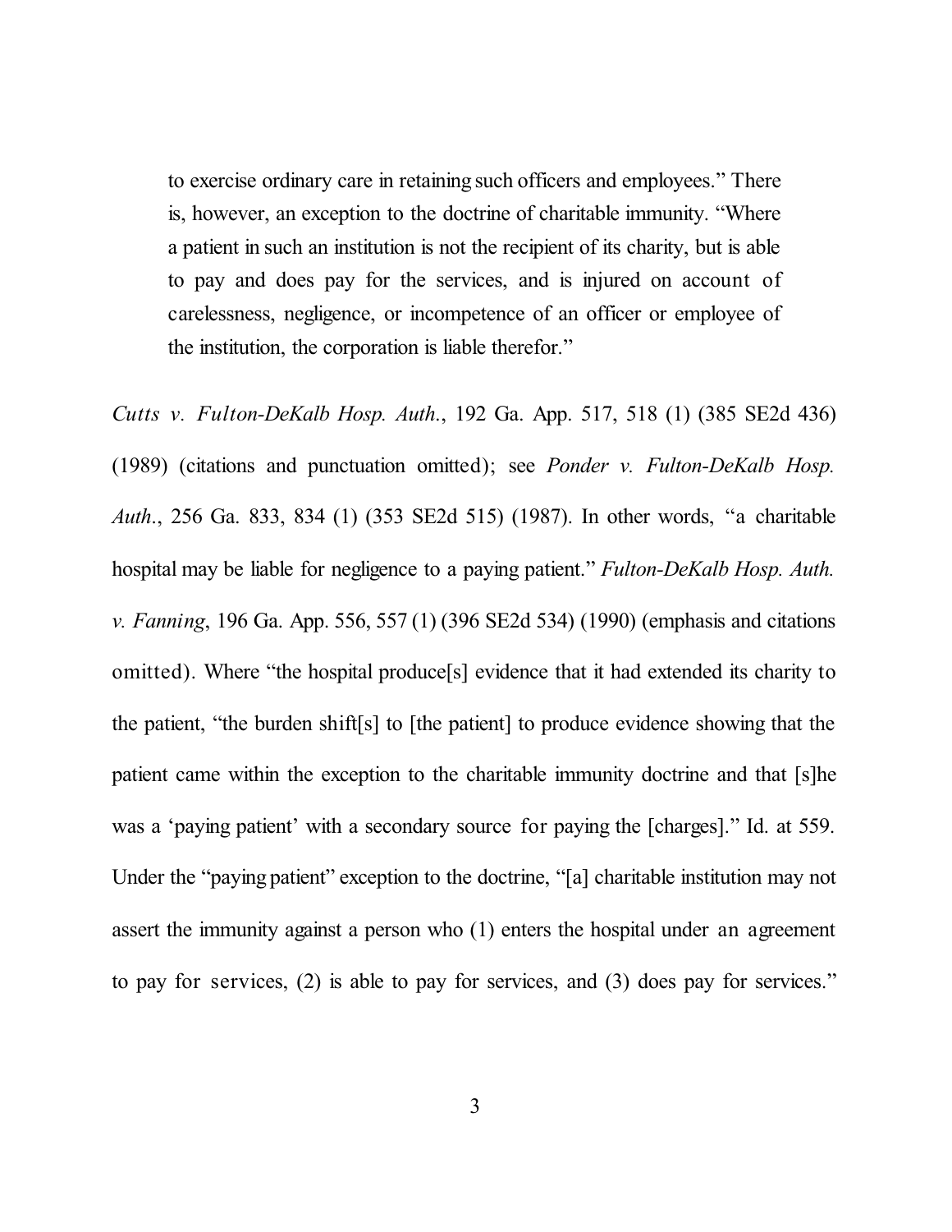> to exercise ordinary care in retaining such officers and employees." There is, however, an exception to the doctrine of charitable immunity. "Where a patient in such an institution is not the recipient of its charity, but is able to pay and does pay for the services, and is injured on account of carelessness, negligence, or incompetence of an officer or employee of the institution, the corporation is liable therefor."

*Cutts v. Fulton-DeKalb Hosp. Auth.*, 192 Ga. App. 517, 518 (1) (385 SE2d 436) (1989) (citations and punctuation omitted); see *Ponder v. Fulton-DeKalb Hosp. Auth.*, 256 Ga. 833, 834 (1) (353 SE2d 515) (1987). In other words, "a charitable hospital may be liable for negligence to a paying patient." *Fulton-DeKalb Hosp. Auth. v. Fanning*, 196 Ga. App. 556, 557 (1) (396 SE2d 534) (1990) (emphasis and citations omitted). Where "the hospital produce[s] evidence that it had extended its charity to the patient, "the burden shift[s] to [the patient] to produce evidence showing that the patient came within the exception to the charitable immunity doctrine and that [s]he was a 'paying patient' with a secondary source for paying the [charges]." Id. at 559. Under the "paying patient" exception to the doctrine, "[a] charitable institution may not assert the immunity against a person who (1) enters the hospital under an agreement to pay for services, (2) is able to pay for services, and (3) does pay for services."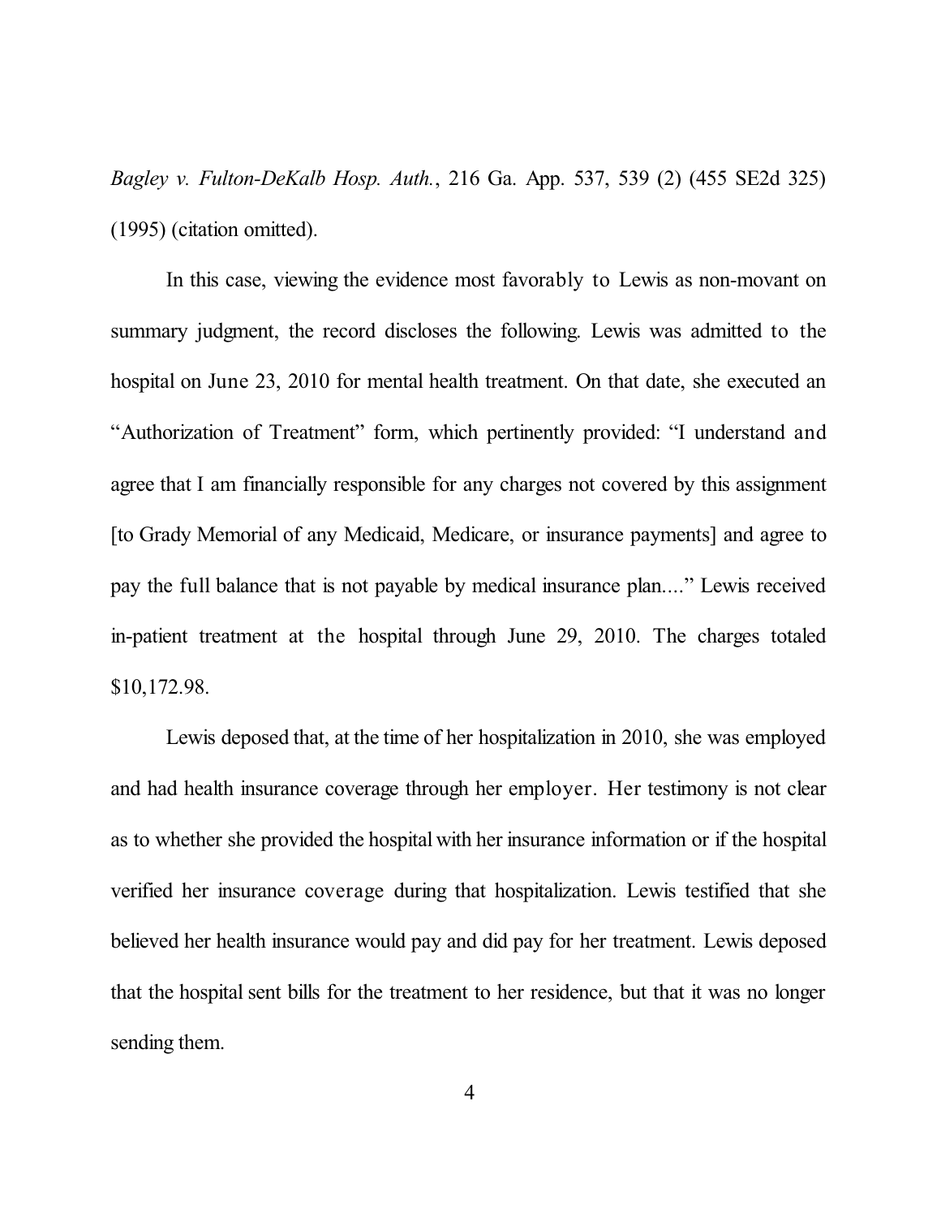*Bagley v. Fulton-DeKalb Hosp. Auth.*, 216 Ga. App. 537, 539 (2) (455 SE2d 325) (1995) (citation omitted).

In this case, viewing the evidence most favorably to Lewis as non-movant on summary judgment, the record discloses the following. Lewis was admitted to the hospital on June 23, 2010 for mental health treatment. On that date, she executed an "Authorization of Treatment" form, which pertinently provided: "I understand and agree that I am financially responsible for any charges not covered by this assignment [to Grady Memorial of any Medicaid, Medicare, or insurance payments] and agree to pay the full balance that is not payable by medical insurance plan...." Lewis received in-patient treatment at the hospital through June 29, 2010. The charges totaled $10,172.98.

Lewis deposed that, at the time of her hospitalization in 2010, she was employed and had health insurance coverage through her employer. Her testimony is not clear as to whether she provided the hospital with her insurance information or if the hospital verified her insurance coverage during that hospitalization. Lewis testified that she believed her health insurance would pay and did pay for her treatment. Lewis deposed that the hospital sent bills for the treatment to her residence, but that it was no longer sending them.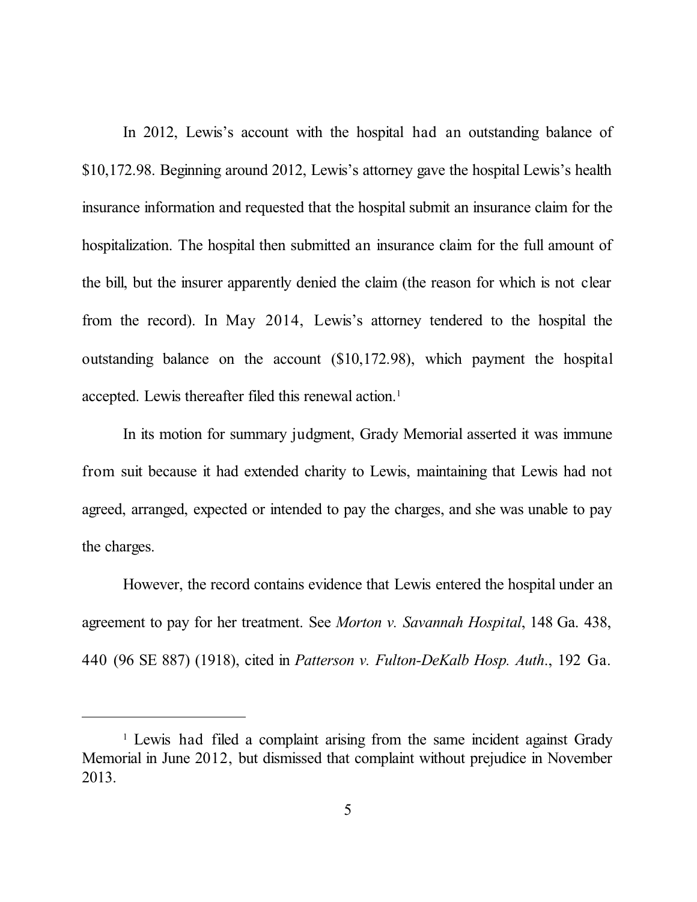In 2012, Lewis's account with the hospital had an outstanding balance of $10,172.98. Beginning around 2012, Lewis's attorney gave the hospital Lewis's health insurance information and requested that the hospital submit an insurance claim for the hospitalization. The hospital then submitted an insurance claim for the full amount of the bill, but the insurer apparently denied the claim (the reason for which is not clear from the record). In May 2014, Lewis's attorney tendered to the hospital the outstanding balance on the account ($10,172.98), which payment the hospital accepted. Lewis thereafter filed this renewal action.[1]

In its motion for summary judgment, Grady Memorial asserted it was immune from suit because it had extended charity to Lewis, maintaining that Lewis had not agreed, arranged, expected or intended to pay the charges, and she was unable to pay the charges.

However, the record contains evidence that Lewis entered the hospital under an agreement to pay for her treatment. See *Morton v. Savannah Hospital*, 148 Ga. 438, 440 (96 SE 887) (1918), cited in *Patterson v. Fulton-DeKalb Hosp. Auth*., 192 Ga.

---

[1] Lewis had filed a complaint arising from the same incident against Grady Memorial in June 2012, but dismissed that complaint without prejudice in November 2013.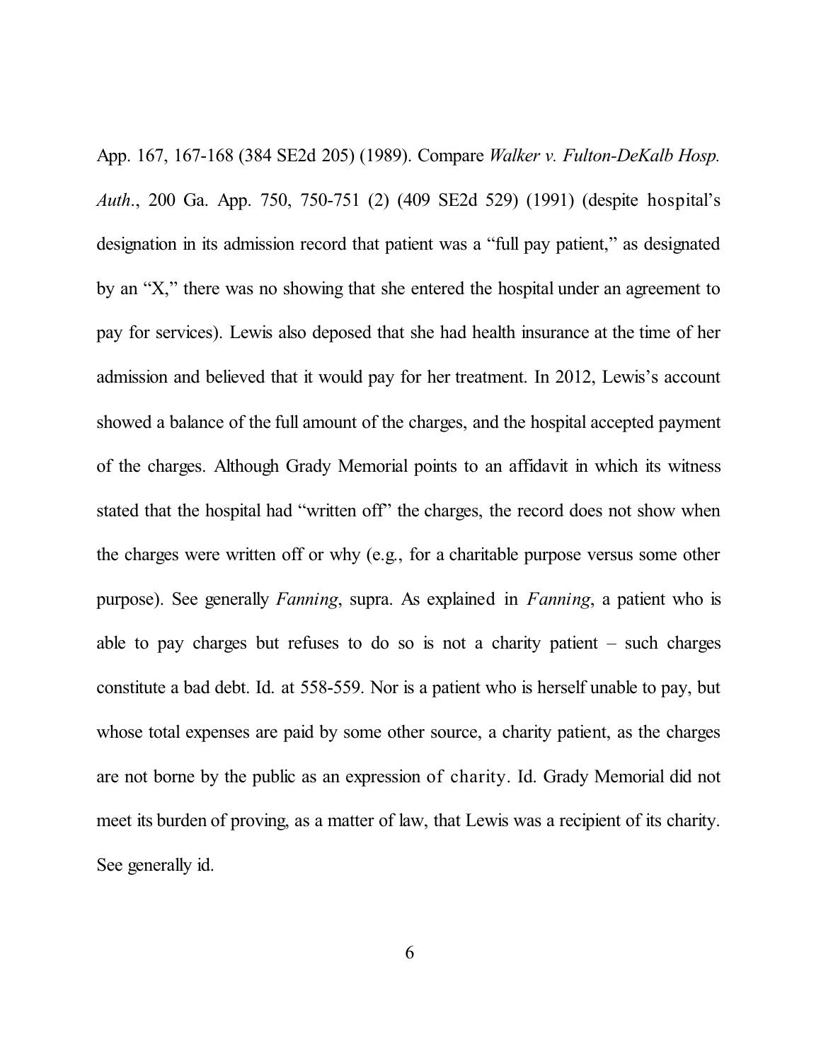App. 167, 167-168 (384 SE2d 205) (1989). Compare *Walker v. Fulton-DeKalb Hosp. Auth.*, 200 Ga. App. 750, 750-751 (2) (409 SE2d 529) (1991) (despite hospital's designation in its admission record that patient was a "full pay patient," as designated by an "X," there was no showing that she entered the hospital under an agreement to pay for services). Lewis also deposed that she had health insurance at the time of her admission and believed that it would pay for her treatment. In 2012, Lewis's account showed a balance of the full amount of the charges, and the hospital accepted payment of the charges. Although Grady Memorial points to an affidavit in which its witness stated that the hospital had "written off" the charges, the record does not show when the charges were written off or why (e.g., for a charitable purpose versus some other purpose). See generally *Fanning*, supra. As explained in *Fanning*, a patient who is able to pay charges but refuses to do so is not a charity patient – such charges constitute a bad debt. Id. at 558-559. Nor is a patient who is herself unable to pay, but whose total expenses are paid by some other source, a charity patient, as the charges are not borne by the public as an expression of charity. Id. Grady Memorial did not meet its burden of proving, as a matter of law, that Lewis was a recipient of its charity. See generally id.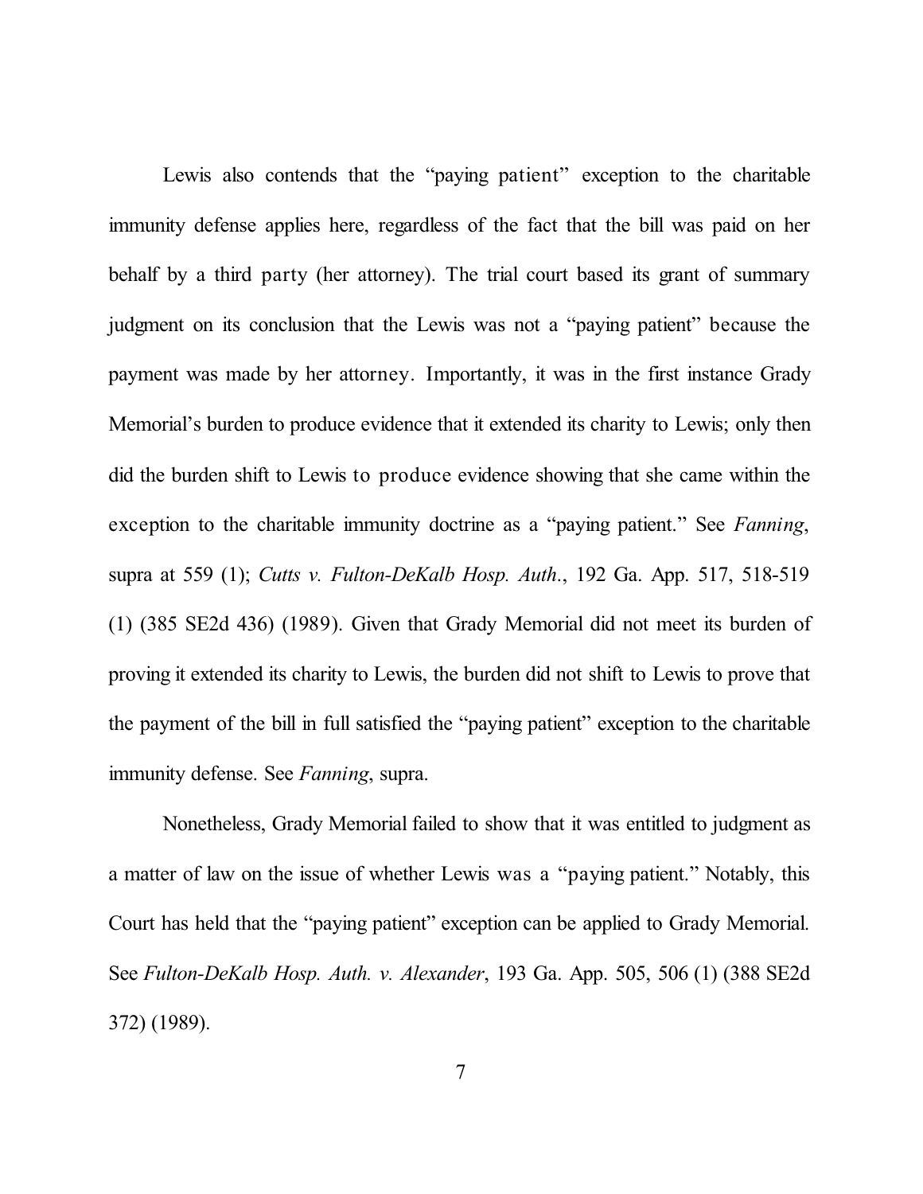Lewis also contends that the "paying patient" exception to the charitable immunity defense applies here, regardless of the fact that the bill was paid on her behalf by a third party (her attorney). The trial court based its grant of summary judgment on its conclusion that the Lewis was not a "paying patient" because the payment was made by her attorney. Importantly, it was in the first instance Grady Memorial's burden to produce evidence that it extended its charity to Lewis; only then did the burden shift to Lewis to produce evidence showing that she came within the exception to the charitable immunity doctrine as a "paying patient." See *Fanning*, supra at 559 (1); *Cutts v. Fulton-DeKalb Hosp. Auth.*, 192 Ga. App. 517, 518-519 (1) (385 SE2d 436) (1989). Given that Grady Memorial did not meet its burden of proving it extended its charity to Lewis, the burden did not shift to Lewis to prove that the payment of the bill in full satisfied the "paying patient" exception to the charitable immunity defense. See *Fanning*, supra.

Nonetheless, Grady Memorial failed to show that it was entitled to judgment as a matter of law on the issue of whether Lewis was a "paying patient." Notably, this Court has held that the "paying patient" exception can be applied to Grady Memorial. See *Fulton-DeKalb Hosp. Auth. v. Alexander*, 193 Ga. App. 505, 506 (1) (388 SE2d 372) (1989).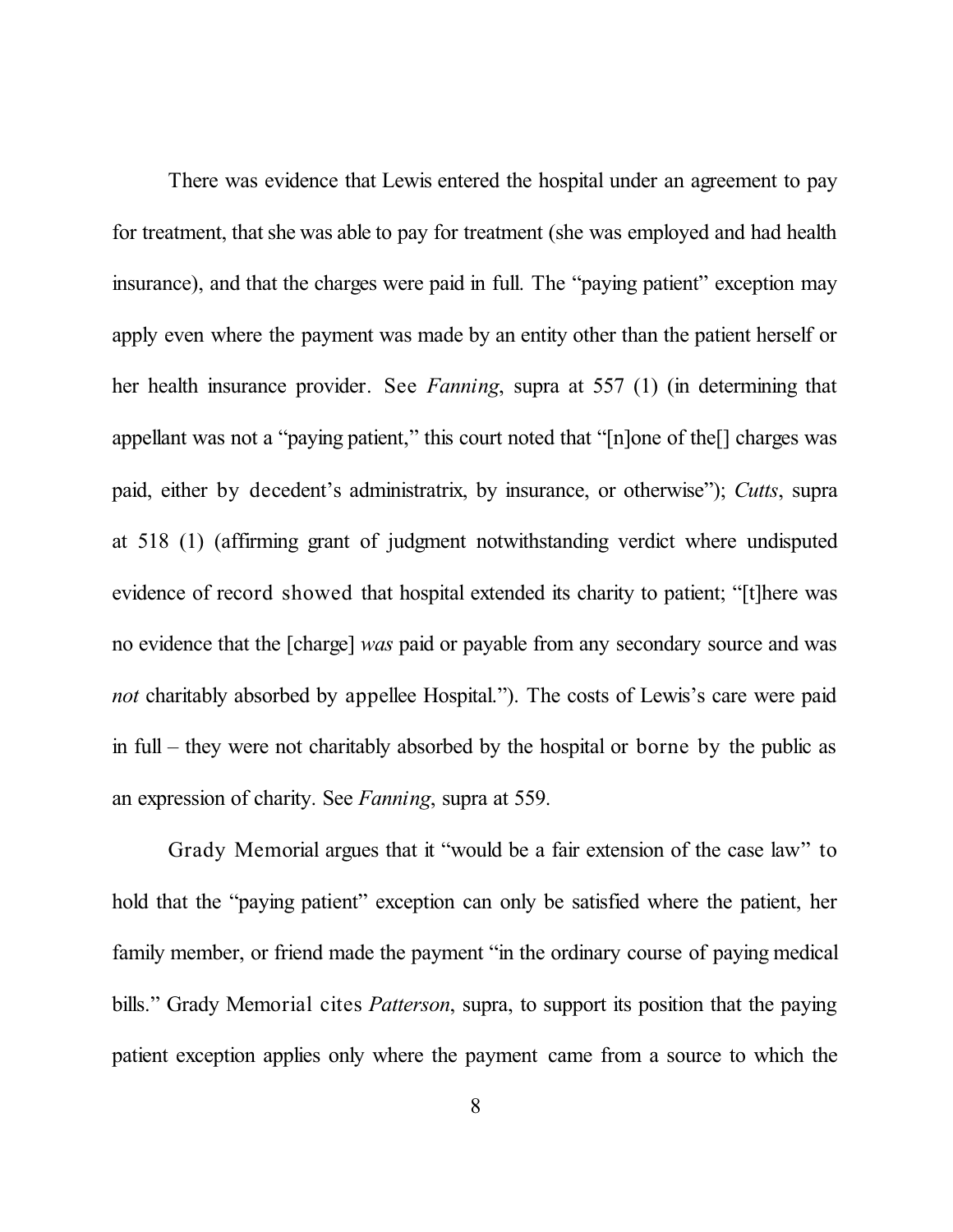There was evidence that Lewis entered the hospital under an agreement to pay for treatment, that she was able to pay for treatment (she was employed and had health insurance), and that the charges were paid in full. The "paying patient" exception may apply even where the payment was made by an entity other than the patient herself or her health insurance provider. See *Fanning*, supra at 557 (1) (in determining that appellant was not a "paying patient," this court noted that "[n]one of the[] charges was paid, either by decedent's administratrix, by insurance, or otherwise"); *Cutts*, supra at 518 (1) (affirming grant of judgment notwithstanding verdict where undisputed evidence of record showed that hospital extended its charity to patient; "[t]here was no evidence that the [charge] *was* paid or payable from any secondary source and was *not* charitably absorbed by appellee Hospital."). The costs of Lewis's care were paid in full – they were not charitably absorbed by the hospital or borne by the public as an expression of charity. See *Fanning*, supra at 559.

Grady Memorial argues that it "would be a fair extension of the case law" to hold that the "paying patient" exception can only be satisfied where the patient, her family member, or friend made the payment "in the ordinary course of paying medical bills." Grady Memorial cites *Patterson*, supra, to support its position that the paying patient exception applies only where the payment came from a source to which the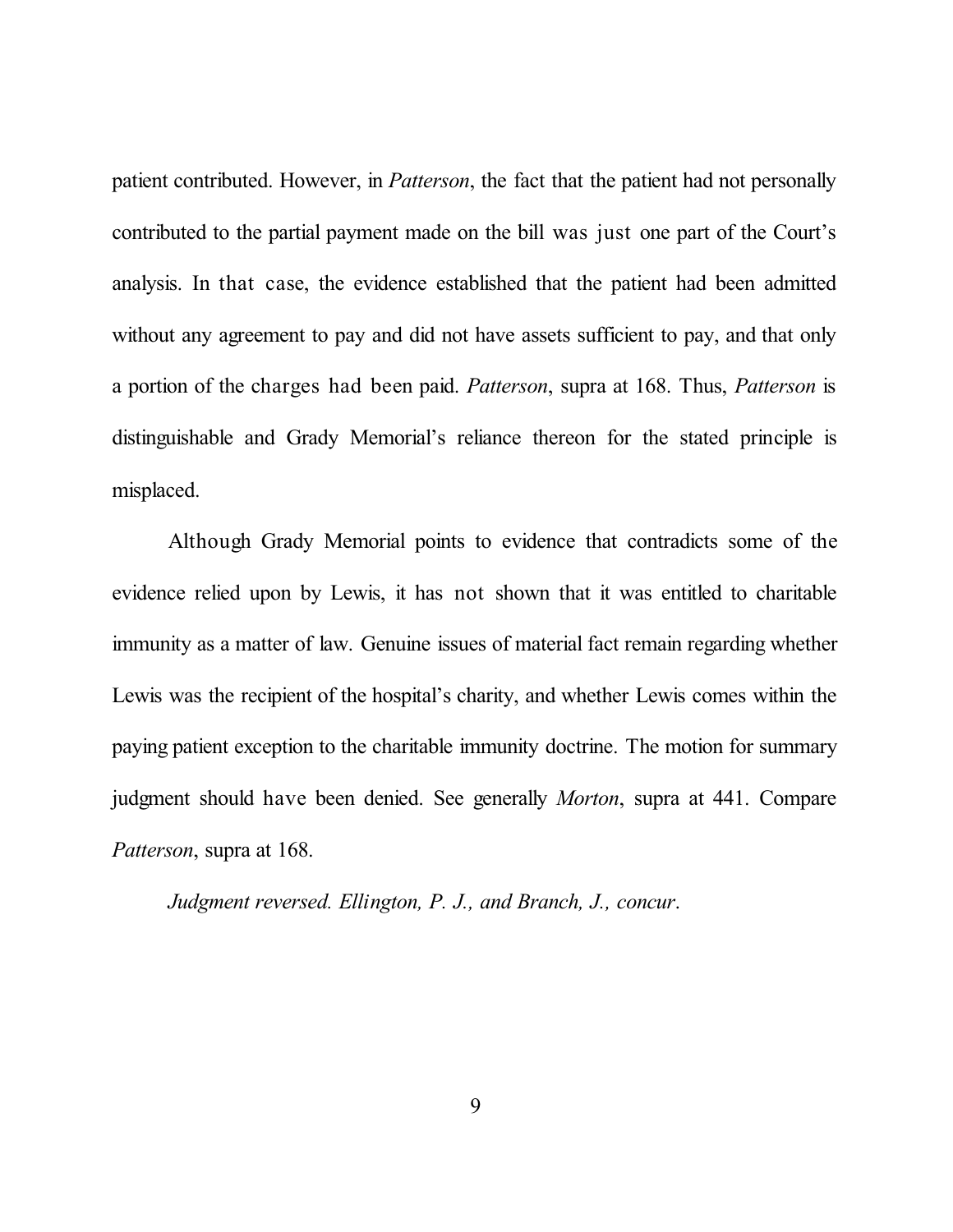patient contributed. However, in *Patterson*, the fact that the patient had not personally contributed to the partial payment made on the bill was just one part of the Court's analysis. In that case, the evidence established that the patient had been admitted without any agreement to pay and did not have assets sufficient to pay, and that only a portion of the charges had been paid. *Patterson*, supra at 168. Thus, *Patterson* is distinguishable and Grady Memorial's reliance thereon for the stated principle is misplaced.

Although Grady Memorial points to evidence that contradicts some of the evidence relied upon by Lewis, it has not shown that it was entitled to charitable immunity as a matter of law. Genuine issues of material fact remain regarding whether Lewis was the recipient of the hospital's charity, and whether Lewis comes within the paying patient exception to the charitable immunity doctrine. The motion for summary judgment should have been denied. See generally *Morton*, supra at 441. Compare *Patterson*, supra at 168.

*Judgment reversed. Ellington, P. J., and Branch, J., concur.*